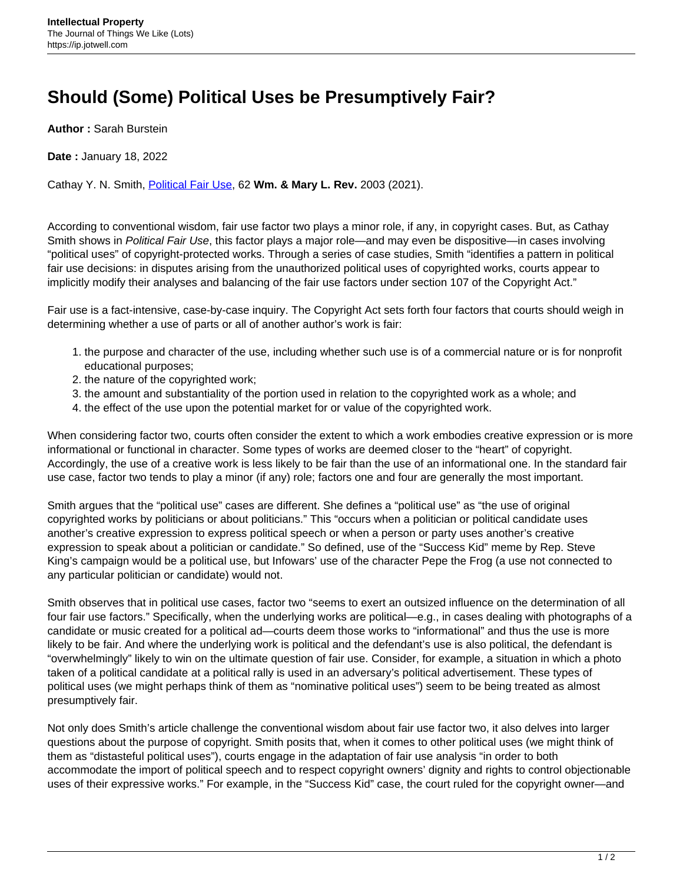# Should (Some) Political Uses be Presumptively Fair?

**Author :** Sarah Burstein

**Date :** January 18, 2022

Cathay Y. N. Smith, Political Fair Use, 62 **Wm. & Mary L. Rev.** 2003 (2021).

According to conventional wisdom, fair use factor two plays a minor role, if any, in copyright cases. But, as Cathay Smith shows in *Political Fair Use*, this factor plays a major role—and may even be dispositive—in cases involving "political uses" of copyright-protected works. Through a series of case studies, Smith "identifies a pattern in political fair use decisions: in disputes arising from the unauthorized political uses of copyrighted works, courts appear to implicitly modify their analyses and balancing of the fair use factors under section 107 of the Copyright Act."

Fair use is a fact-intensive, case-by-case inquiry. The Copyright Act sets forth four factors that courts should weigh in determining whether a use of parts or all of another author's work is fair:

1. the purpose and character of the use, including whether such use is of a commercial nature or is for nonprofit educational purposes;
2. the nature of the copyrighted work;
3. the amount and substantiality of the portion used in relation to the copyrighted work as a whole; and
4. the effect of the use upon the potential market for or value of the copyrighted work.

When considering factor two, courts often consider the extent to which a work embodies creative expression or is more informational or functional in character. Some types of works are deemed closer to the "heart" of copyright. Accordingly, the use of a creative work is less likely to be fair than the use of an informational one. In the standard fair use case, factor two tends to play a minor (if any) role; factors one and four are generally the most important.

Smith argues that the "political use" cases are different. She defines a "political use" as "the use of original copyrighted works by politicians or about politicians." This "occurs when a politician or political candidate uses another's creative expression to express political speech or when a person or party uses another's creative expression to speak about a politician or candidate." So defined, use of the "Success Kid" meme by Rep. Steve King's campaign would be a political use, but Infowars' use of the character Pepe the Frog (a use not connected to any particular politician or candidate) would not.

Smith observes that in political use cases, factor two "seems to exert an outsized influence on the determination of all four fair use factors." Specifically, when the underlying works are political—e.g., in cases dealing with photographs of a candidate or music created for a political ad—courts deem those works to "informational" and thus the use is more likely to be fair. And where the underlying work is political and the defendant's use is also political, the defendant is "overwhelmingly" likely to win on the ultimate question of fair use. Consider, for example, a situation in which a photo taken of a political candidate at a political rally is used in an adversary's political advertisement. These types of political uses (we might perhaps think of them as "nominative political uses") seem to be being treated as almost presumptively fair.

Not only does Smith's article challenge the conventional wisdom about fair use factor two, it also delves into larger questions about the purpose of copyright. Smith posits that, when it comes to other political uses (we might think of them as "distasteful political uses"), courts engage in the adaptation of fair use analysis "in order to both accommodate the import of political speech and to respect copyright owners' dignity and rights to control objectionable uses of their expressive works." For example, in the "Success Kid" case, the court ruled for the copyright owner—and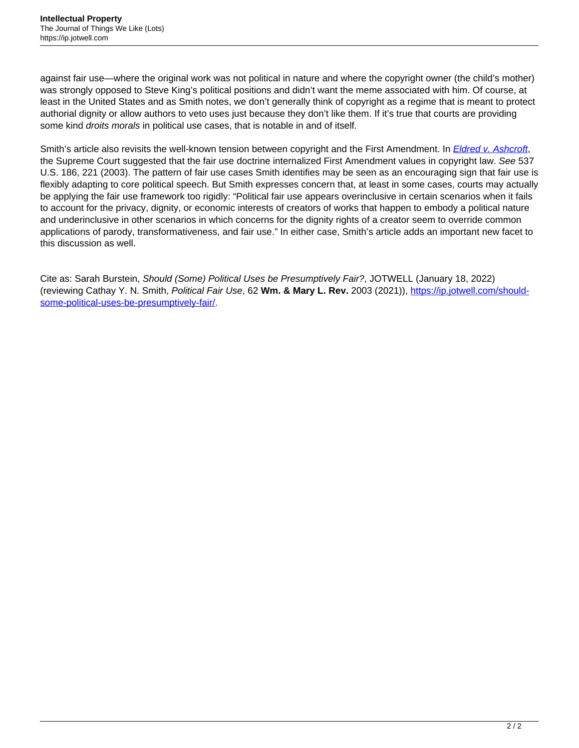against fair use—where the original work was not political in nature and where the copyright owner (the child's mother) was strongly opposed to Steve King's political positions and didn't want the meme associated with him. Of course, at least in the United States and as Smith notes, we don't generally think of copyright as a regime that is meant to protect authorial dignity or allow authors to veto uses just because they don't like them. If it's true that courts are providing some kind *droits morals* in political use cases, that is notable in and of itself.

Smith's article also revisits the well-known tension between copyright and the First Amendment. In [*Eldred v. Ashcroft*](), the Supreme Court suggested that the fair use doctrine internalized First Amendment values in copyright law. *See* 537 U.S. 186, 221 (2003). The pattern of fair use cases Smith identifies may be seen as an encouraging sign that fair use is flexibly adapting to core political speech. But Smith expresses concern that, at least in some cases, courts may actually be applying the fair use framework too rigidly: "Political fair use appears overinclusive in certain scenarios when it fails to account for the privacy, dignity, or economic interests of creators of works that happen to embody a political nature and underinclusive in other scenarios in which concerns for the dignity rights of a creator seem to override common applications of parody, transformativeness, and fair use." In either case, Smith's article adds an important new facet to this discussion as well.

Cite as: Sarah Burstein, *Should (Some) Political Uses be Presumptively Fair?*, JOTWELL (January 18, 2022) (reviewing Cathay Y. N. Smith, *Political Fair Use*, 62 **Wm. & Mary L. Rev.** 2003 (2021)), [https://ip.jotwell.com/should-some-political-uses-be-presumptively-fair/](https://ip.jotwell.com/should-some-political-uses-be-presumptively-fair/).